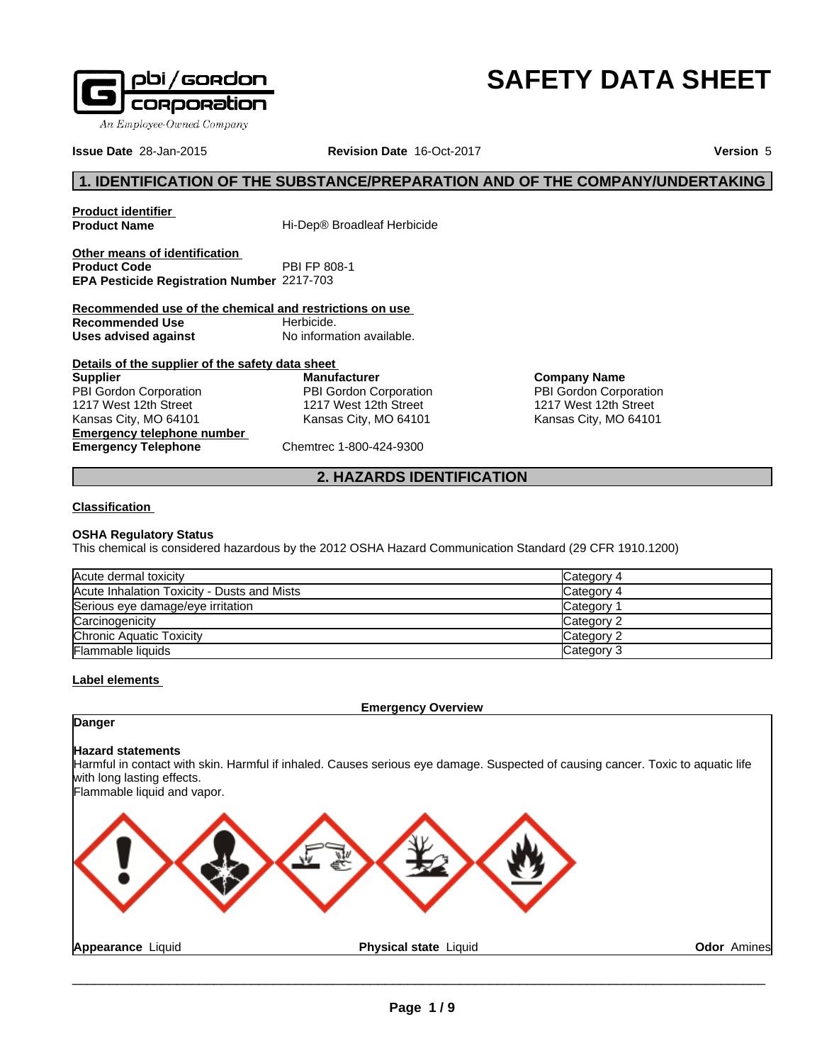# SAFETY DATA SHEET

**Issue Date** 28-Jan-2015 **Revision Date** 16-Oct-2017 **Version** 5

## 1. IDENTIFICATION OF THE SUBSTANCE/PREPARATION AND OF THE COMPANY/UNDERTAKING

**Product identifier**

**Product Name** Hi-Dep® Broadleaf Herbicide

**Other means of identification**

**Product Code** PBI FP 808-1

**EPA Pesticide Registration Number** 2217-703

**Recommended use of the chemical and restrictions on use**

**Recommended Use** Herbicide.

**Uses advised against** No information available.

**Details of the supplier of the safety data sheet**

**Supplier**
PBI Gordon Corporation
1217 West 12th Street
Kansas City, MO 64101

**Manufacturer**
PBI Gordon Corporation
1217 West 12th Street
Kansas City, MO 64101

**Company Name**
PBI Gordon Corporation
1217 West 12th Street
Kansas City, MO 64101

**Emergency telephone number**

**Emergency Telephone** Chemtrec 1-800-424-9300

## 2. HAZARDS IDENTIFICATION

**Classification**

**OSHA Regulatory Status**

This chemical is considered hazardous by the 2012 OSHA Hazard Communication Standard (29 CFR 1910.1200)

| | |
|---|---|
| Acute dermal toxicity | Category 4 |
| Acute Inhalation Toxicity - Dusts and Mists | Category 4 |
| Serious eye damage/eye irritation | Category 1 |
| Carcinogenicity | Category 2 |
| Chronic Aquatic Toxicity | Category 2 |
| Flammable liquids | Category 3 |

**Label elements**

**Emergency Overview**

**Danger**

**Hazard statements**

Harmful in contact with skin. Harmful if inhaled. Causes serious eye damage. Suspected of causing cancer. Toxic to aquatic life with long lasting effects.
Flammable liquid and vapor.

**Appearance** Liquid **Physical state** Liquid **Odor** Amines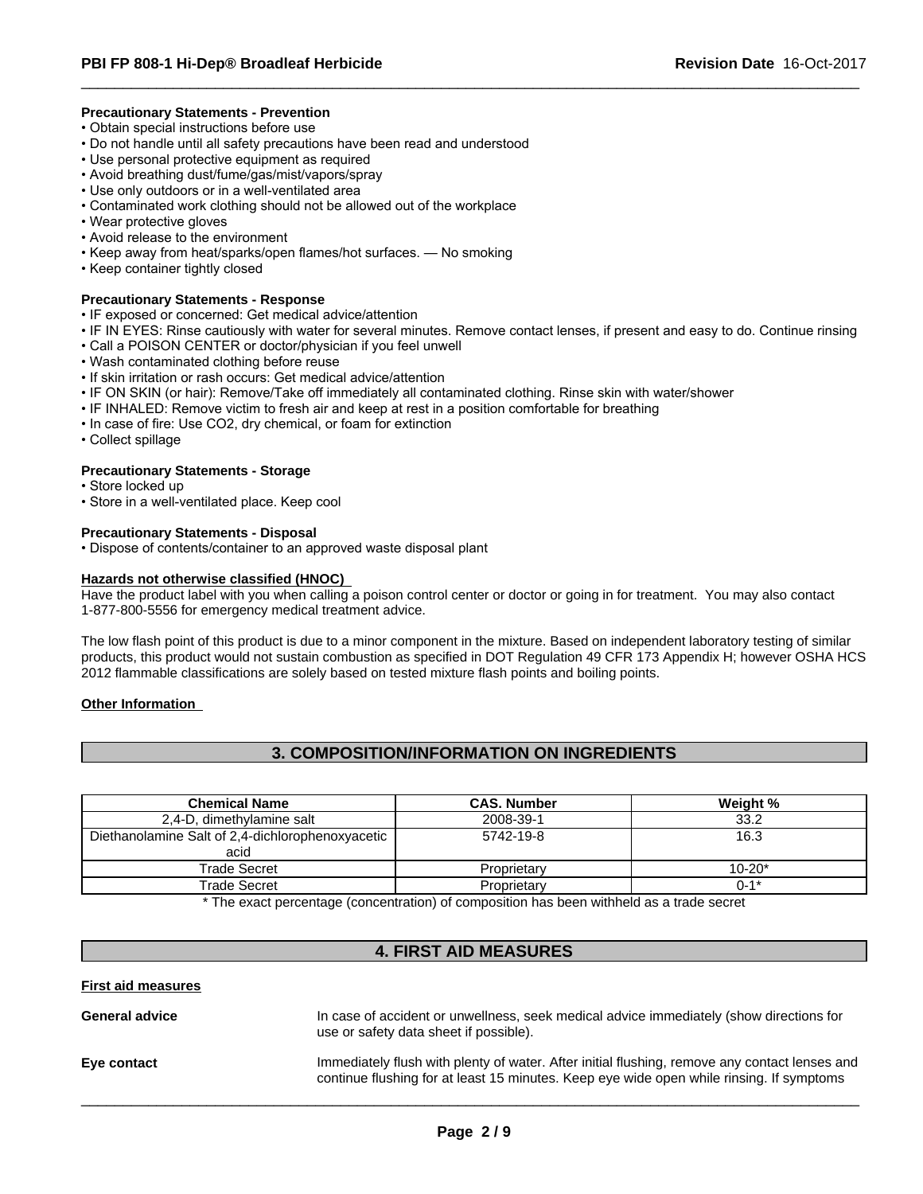**Precautionary Statements - Prevention**

- Obtain special instructions before use
- Do not handle until all safety precautions have been read and understood
- Use personal protective equipment as required
- Avoid breathing dust/fume/gas/mist/vapors/spray
- Use only outdoors or in a well-ventilated area
- Contaminated work clothing should not be allowed out of the workplace
- Wear protective gloves
- Avoid release to the environment
- Keep away from heat/sparks/open flames/hot surfaces. — No smoking
- Keep container tightly closed

**Precautionary Statements - Response**

- IF exposed or concerned: Get medical advice/attention
- IF IN EYES: Rinse cautiously with water for several minutes. Remove contact lenses, if present and easy to do. Continue rinsing
- Call a POISON CENTER or doctor/physician if you feel unwell
- Wash contaminated clothing before reuse
- If skin irritation or rash occurs: Get medical advice/attention
- IF ON SKIN (or hair): Remove/Take off immediately all contaminated clothing. Rinse skin with water/shower
- IF INHALED: Remove victim to fresh air and keep at rest in a position comfortable for breathing
- In case of fire: Use CO2, dry chemical, or foam for extinction
- Collect spillage

**Precautionary Statements - Storage**

- Store locked up
- Store in a well-ventilated place. Keep cool

**Precautionary Statements - Disposal**

- Dispose of contents/container to an approved waste disposal plant

**Hazards not otherwise classified (HNOC)**

Have the product label with you when calling a poison control center or doctor or going in for treatment. You may also contact 1-877-800-5556 for emergency medical treatment advice.

The low flash point of this product is due to a minor component in the mixture. Based on independent laboratory testing of similar products, this product would not sustain combustion as specified in DOT Regulation 49 CFR 173 Appendix H; however OSHA HCS 2012 flammable classifications are solely based on tested mixture flash points and boiling points.

**Other Information**

## 3. COMPOSITION/INFORMATION ON INGREDIENTS

| Chemical Name | CAS. Number | Weight % |
|---|---|---|
| 2,4-D, dimethylamine salt | 2008-39-1 | 33.2 |
| Diethanolamine Salt of 2,4-dichlorophenoxyacetic acid | 5742-19-8 | 16.3 |
| Trade Secret | Proprietary | 10-20* |
| Trade Secret | Proprietary | 0-1* |

* The exact percentage (concentration) of composition has been withheld as a trade secret

## 4. FIRST AID MEASURES

**First aid measures**

**General advice** In case of accident or unwellness, seek medical advice immediately (show directions for use or safety data sheet if possible).

**Eye contact** Immediately flush with plenty of water. After initial flushing, remove any contact lenses and continue flushing for at least 15 minutes. Keep eye wide open while rinsing. If symptoms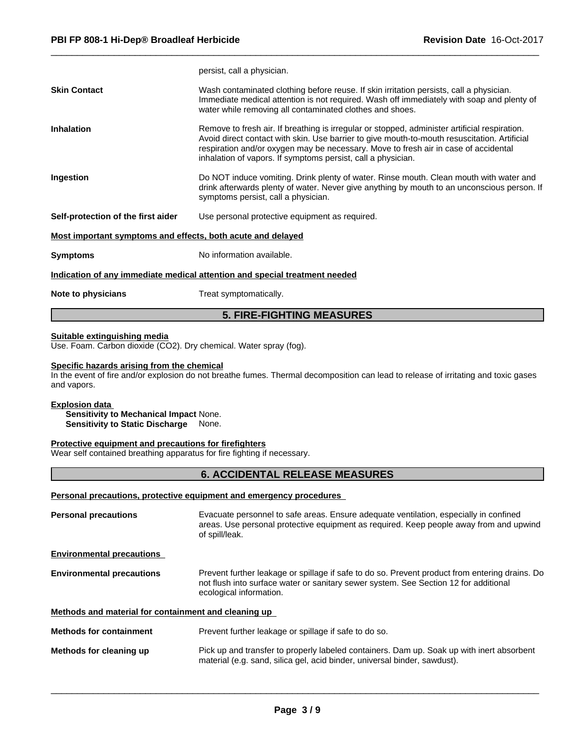persist, call a physician.

**Skin Contact**

Wash contaminated clothing before reuse. If skin irritation persists, call a physician. Immediate medical attention is not required. Wash off immediately with soap and plenty of water while removing all contaminated clothes and shoes.

**Inhalation**

Remove to fresh air. If breathing is irregular or stopped, administer artificial respiration. Avoid direct contact with skin. Use barrier to give mouth-to-mouth resuscitation. Artificial respiration and/or oxygen may be necessary. Move to fresh air in case of accidental inhalation of vapors. If symptoms persist, call a physician.

**Ingestion**

Do NOT induce vomiting. Drink plenty of water. Rinse mouth. Clean mouth with water and drink afterwards plenty of water. Never give anything by mouth to an unconscious person. If symptoms persist, call a physician.

**Self-protection of the first aider**

Use personal protective equipment as required.

**Most important symptoms and effects, both acute and delayed**

**Symptoms**

No information available.

**Indication of any immediate medical attention and special treatment needed**

**Note to physicians**

Treat symptomatically.

## 5. FIRE-FIGHTING MEASURES

**Suitable extinguishing media**

Use. Foam. Carbon dioxide ($CO_2$). Dry chemical. Water spray (fog).

**Specific hazards arising from the chemical**

In the event of fire and/or explosion do not breathe fumes. Thermal decomposition can lead to release of irritating and toxic gases and vapors.

**Explosion data**

**Sensitivity to Mechanical Impact** None.
**Sensitivity to Static Discharge** None.

**Protective equipment and precautions for firefighters**

Wear self contained breathing apparatus for fire fighting if necessary.

## 6. ACCIDENTAL RELEASE MEASURES

**Personal precautions, protective equipment and emergency procedures**

**Personal precautions**

Evacuate personnel to safe areas. Ensure adequate ventilation, especially in confined areas. Use personal protective equipment as required. Keep people away from and upwind of spill/leak.

**Environmental precautions**

**Environmental precautions**

Prevent further leakage or spillage if safe to do so. Prevent product from entering drains. Do not flush into surface water or sanitary sewer system. See Section 12 for additional ecological information.

**Methods and material for containment and cleaning up**

**Methods for containment**

Prevent further leakage or spillage if safe to do so.

**Methods for cleaning up**

Pick up and transfer to properly labeled containers. Dam up. Soak up with inert absorbent material (e.g. sand, silica gel, acid binder, universal binder, sawdust).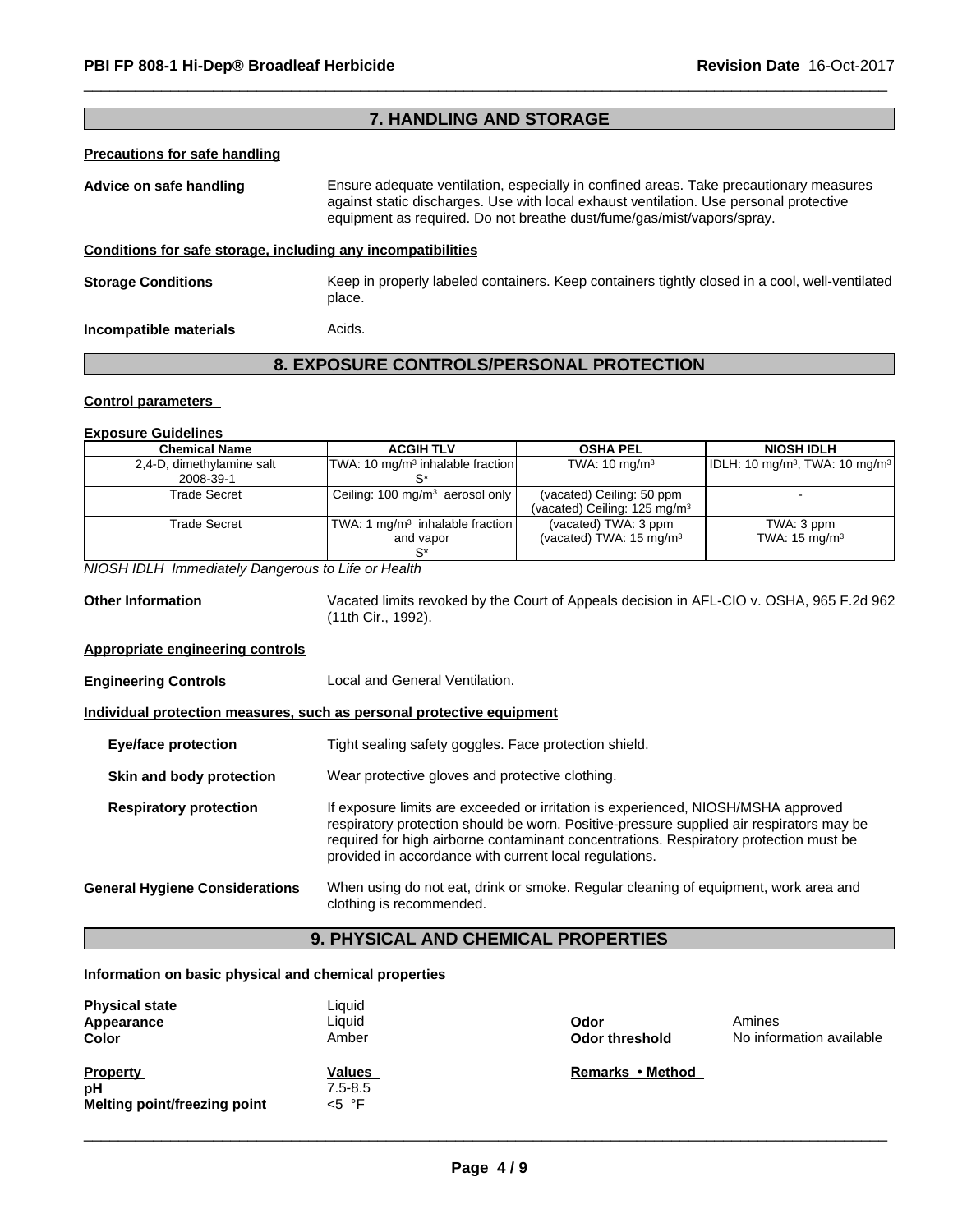## 7. HANDLING AND STORAGE

**Precautions for safe handling**

**Advice on safe handling**: Ensure adequate ventilation, especially in confined areas. Take precautionary measures against static discharges. Use with local exhaust ventilation. Use personal protective equipment as required. Do not breathe dust/fume/gas/mist/vapors/spray.

**Conditions for safe storage, including any incompatibilities**

**Storage Conditions**: Keep in properly labeled containers. Keep containers tightly closed in a cool, well-ventilated place.

**Incompatible materials**: Acids.

## 8. EXPOSURE CONTROLS/PERSONAL PROTECTION

**Control parameters**

**Exposure Guidelines**

| Chemical Name | ACGIH TLV | OSHA PEL | NIOSH IDLH |
|---|---|---|---|
| 2,4-D, dimethylamine salt 2008-39-1 | TWA: 10 mg/m³ inhalable fraction S* | TWA: 10 mg/m³ | IDLH: 10 mg/m³, TWA: 10 mg/m³ |
| Trade Secret | Ceiling: 100 mg/m³ aerosol only | (vacated) Ceiling: 50 ppm (vacated) Ceiling: 125 mg/m³ | - |
| Trade Secret | TWA: 1 mg/m³ inhalable fraction and vapor S* | (vacated) TWA: 3 ppm (vacated) TWA: 15 mg/m³ | TWA: 3 ppm TWA: 15 mg/m³ |

*NIOSH IDLH Immediately Dangerous to Life or Health*

**Other Information**: Vacated limits revoked by the Court of Appeals decision in AFL-CIO v. OSHA, 965 F.2d 962 (11th Cir., 1992).

**Appropriate engineering controls**

**Engineering Controls**: Local and General Ventilation.

**Individual protection measures, such as personal protective equipment**

**Eye/face protection**: Tight sealing safety goggles. Face protection shield.

**Skin and body protection**: Wear protective gloves and protective clothing.

**Respiratory protection**: If exposure limits are exceeded or irritation is experienced, NIOSH/MSHA approved respiratory protection should be worn. Positive-pressure supplied air respirators may be required for high airborne contaminant concentrations. Respiratory protection must be provided in accordance with current local regulations.

**General Hygiene Considerations**: When using do not eat, drink or smoke. Regular cleaning of equipment, work area and clothing is recommended.

## 9. PHYSICAL AND CHEMICAL PROPERTIES

**Information on basic physical and chemical properties**

**Physical state**: Liquid

**Appearance**: Liquid

**Color**: Amber

**Odor**: Amines

**Odor threshold**: No information available

| Property | Values | Remarks • Method |
|---|---|---|
| pH | 7.5-8.5 | |
| Melting point/freezing point | <5 °F | |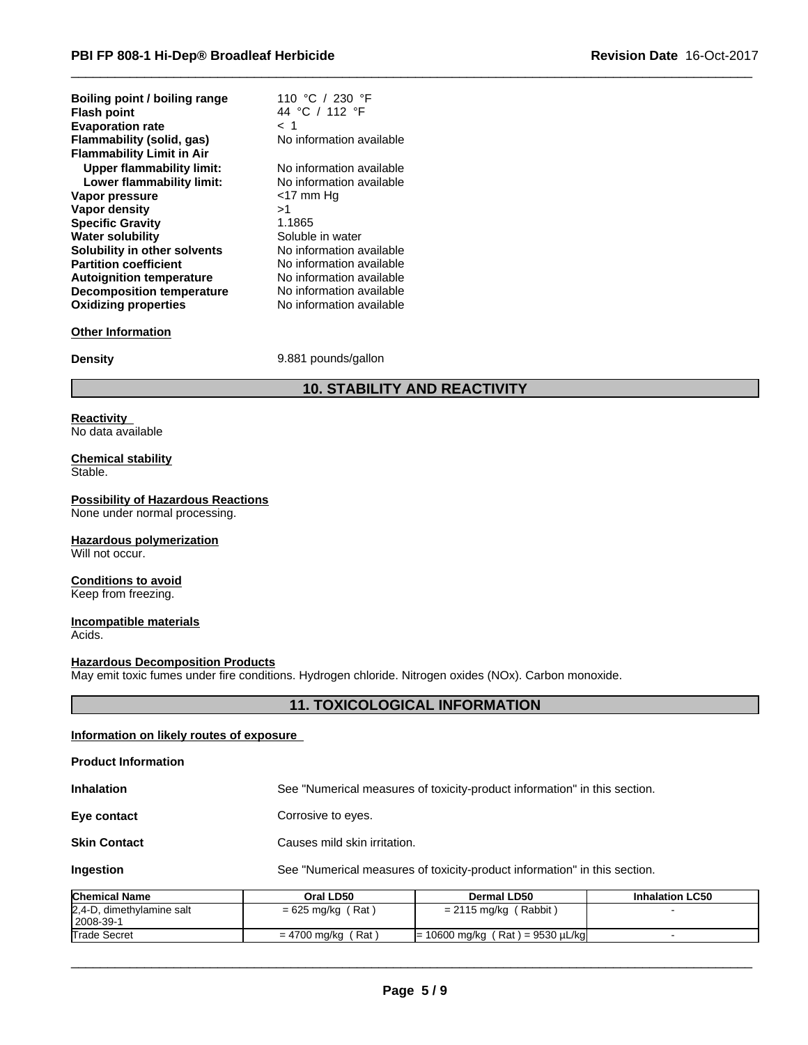| | |
|---|---|
| **Boiling point / boiling range** | 110 °C / 230 °F |
| **Flash point** | 44 °C / 112 °F |
| **Evaporation rate** | < 1 |
| **Flammability (solid, gas)** | No information available |
| **Flammability Limit in Air** | |
| **Upper flammability limit:** | No information available |
| **Lower flammability limit:** | No information available |
| **Vapor pressure** | <17 mm Hg |
| **Vapor density** | >1 |
| **Specific Gravity** | 1.1865 |
| **Water solubility** | Soluble in water |
| **Solubility in other solvents** | No information available |
| **Partition coefficient** | No information available |
| **Autoignition temperature** | No information available |
| **Decomposition temperature** | No information available |
| **Oxidizing properties** | No information available |

**Other Information**

**Density** 9.881 pounds/gallon

## 10. STABILITY AND REACTIVITY

**Reactivity**
No data available

**Chemical stability**
Stable.

**Possibility of Hazardous Reactions**
None under normal processing.

**Hazardous polymerization**
Will not occur.

**Conditions to avoid**
Keep from freezing.

**Incompatible materials**
Acids.

**Hazardous Decomposition Products**
May emit toxic fumes under fire conditions. Hydrogen chloride. Nitrogen oxides (NOx). Carbon monoxide.

## 11. TOXICOLOGICAL INFORMATION

**Information on likely routes of exposure**

**Product Information**

**Inhalation** See "Numerical measures of toxicity-product information" in this section.

**Eye contact** Corrosive to eyes.

**Skin Contact** Causes mild skin irritation.

**Ingestion** See "Numerical measures of toxicity-product information" in this section.

| Chemical Name | Oral LD50 | Dermal LD50 | Inhalation LC50 |
|---|---|---|---|
| 2,4-D, dimethylamine salt 2008-39-1 | = 625 mg/kg ( Rat ) | = 2115 mg/kg ( Rabbit ) | - |
| Trade Secret | = 4700 mg/kg ( Rat ) | = 10600 mg/kg ( Rat ) = 9530 µL/kg | - |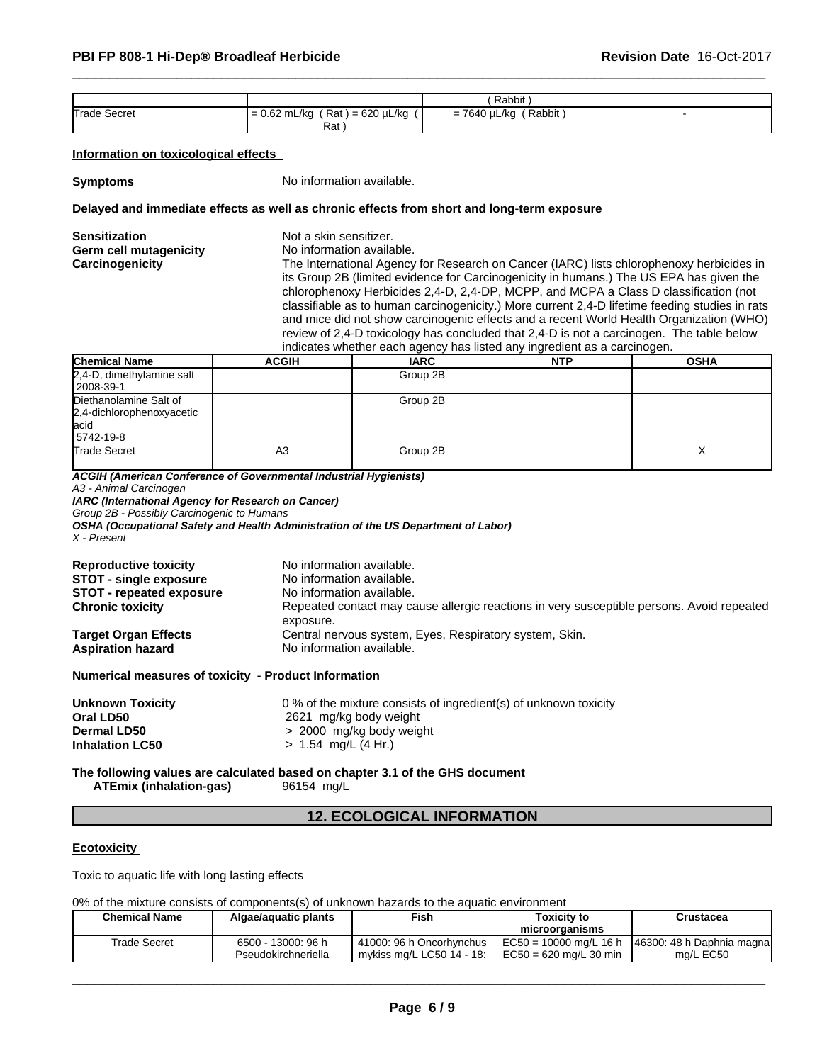| | | ( Rabbit ) | |
|---|---|---|---|
| Trade Secret | = 0.62 mL/kg ( Rat ) = 620 µL/kg ( Rat ) | = 7640 µL/kg ( Rabbit ) | - |

**Information on toxicological effects**

**Symptoms** No information available.

**Delayed and immediate effects as well as chronic effects from short and long-term exposure**

**Sensitization** Not a skin sensitizer.

**Germ cell mutagenicity** No information available.

**Carcinogenicity** The International Agency for Research on Cancer (IARC) lists chlorophenoxy herbicides in its Group 2B (limited evidence for Carcinogenicity in humans.) The US EPA has given the chlorophenoxy Herbicides 2,4-D, 2,4-DP, MCPP, and MCPA a Class D classification (not classifiable as to human carcinogenicity.) More current 2,4-D lifetime feeding studies in rats and mice did not show carcinogenic effects and a recent World Health Organization (WHO) review of 2,4-D toxicology has concluded that 2,4-D is not a carcinogen. The table below indicates whether each agency has listed any ingredient as a carcinogen.

| Chemical Name | ACGIH | IARC | NTP | OSHA |
|---|---|---|---|---|
| 2,4-D, dimethylamine salt 2008-39-1 | | Group 2B | | |
| Diethanolamine Salt of 2,4-dichlorophenoxyacetic acid 5742-19-8 | | Group 2B | | |
| Trade Secret | A3 | Group 2B | | X |

***ACGIH (American Conference of Governmental Industrial Hygienists)***
*A3 - Animal Carcinogen*
***IARC (International Agency for Research on Cancer)***
*Group 2B - Possibly Carcinogenic to Humans*
***OSHA (Occupational Safety and Health Administration of the US Department of Labor)***
*X - Present*

**Reproductive toxicity** No information available.

**STOT - single exposure** No information available.

**STOT - repeated exposure** No information available.

**Chronic toxicity** Repeated contact may cause allergic reactions in very susceptible persons. Avoid repeated exposure.

**Target Organ Effects** Central nervous system, Eyes, Respiratory system, Skin.

**Aspiration hazard** No information available.

**Numerical measures of toxicity - Product Information**

**Unknown Toxicity** 0 % of the mixture consists of ingredient(s) of unknown toxicity

**Oral LD50** 2621 mg/kg body weight

**Dermal LD50** > 2000 mg/kg body weight

**Inhalation LC50** > 1.54 mg/L (4 Hr.)

**The following values are calculated based on chapter 3.1 of the GHS document**

**ATEmix (inhalation-gas)** 96154 mg/L

## 12. ECOLOGICAL INFORMATION

**Ecotoxicity**

Toxic to aquatic life with long lasting effects

0% of the mixture consists of components(s) of unknown hazards to the aquatic environment

| Chemical Name | Algae/aquatic plants | Fish | Toxicity to microorganisms | Crustacea |
|---|---|---|---|---|
| Trade Secret | 6500 - 13000: 96 h Pseudokirchneriella | 41000: 96 h Oncorhynchus mykiss mg/L LC50 14 - 18: | EC50 = 10000 mg/L 16 h EC50 = 620 mg/L 30 min | 46300: 48 h Daphnia magna mg/L EC50 |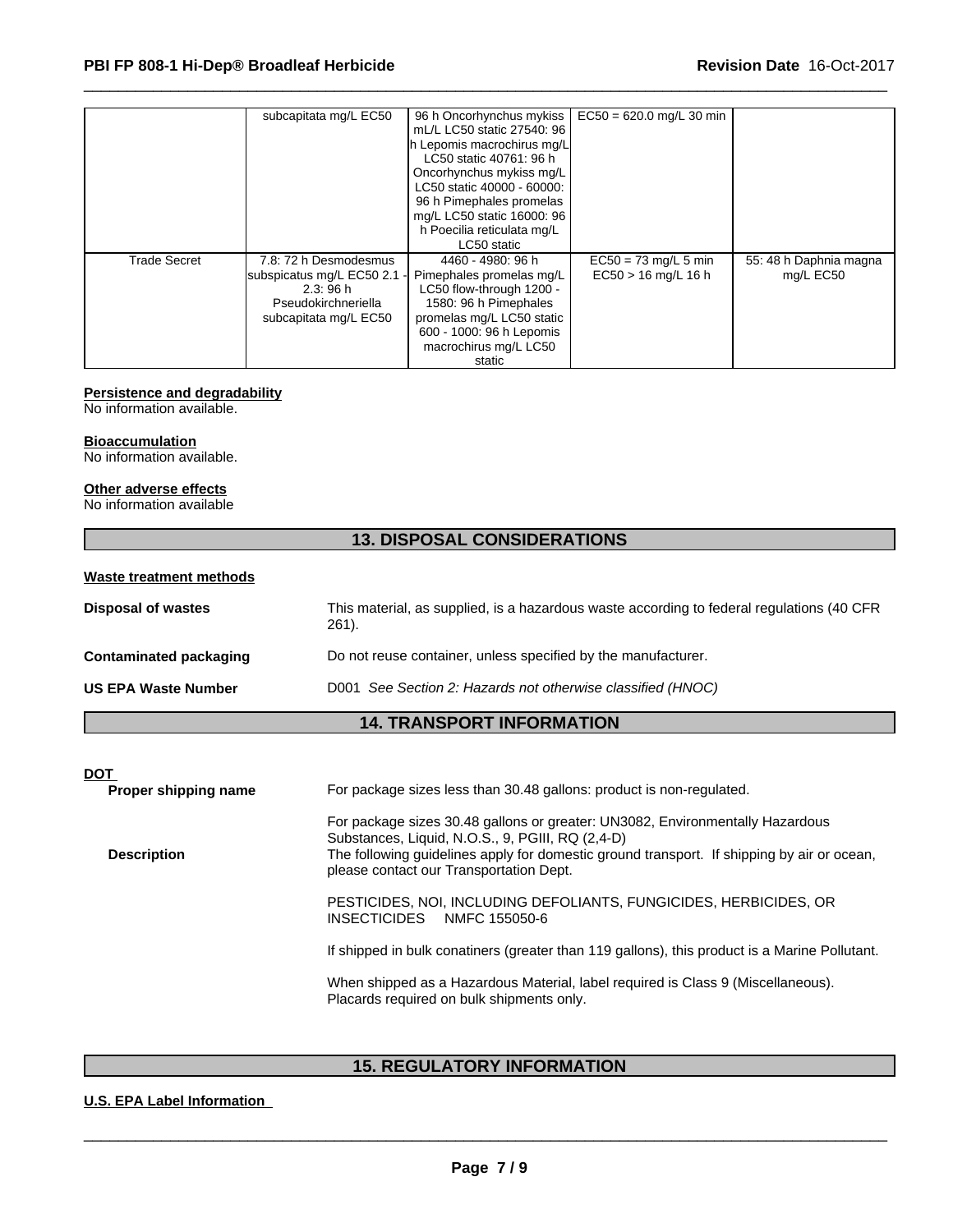| | | | | |
|---|---|---|---|---|
| | subcapitata mg/L EC50 | 96 h Oncorhynchus mykiss mL/L LC50 static 27540: 96 h Lepomis macrochirus mg/L LC50 static 40761: 96 h Oncorhynchus mykiss mg/L LC50 static 40000 - 60000: 96 h Pimephales promelas mg/L LC50 static 16000: 96 h Poecilia reticulata mg/L LC50 static | EC50 = 620.0 mg/L 30 min | |
| Trade Secret | 7.8: 72 h Desmodesmus subspicatus mg/L EC50 2.1 - 2.3: 96 h Pseudokirchneriella subcapitata mg/L EC50 | 4460 - 4980: 96 h Pimephales promelas mg/L LC50 flow-through 1200 - 1580: 96 h Pimephales promelas mg/L LC50 static 600 - 1000: 96 h Lepomis macrochirus mg/L LC50 static | EC50 = 73 mg/L 5 min EC50 > 16 mg/L 16 h | 55: 48 h Daphnia magna mg/L EC50 |

**Persistence and degradability**
No information available.

**Bioaccumulation**
No information available.

**Other adverse effects**
No information available

## 13. DISPOSAL CONSIDERATIONS

**Waste treatment methods**

**Disposal of wastes** This material, as supplied, is a hazardous waste according to federal regulations (40 CFR 261).

**Contaminated packaging** Do not reuse container, unless specified by the manufacturer.

**US EPA Waste Number** D001 *See Section 2: Hazards not otherwise classified (HNOC)*

## 14. TRANSPORT INFORMATION

**DOT**

**Proper shipping name** For package sizes less than 30.48 gallons: product is non-regulated.

For package sizes 30.48 gallons or greater: UN3082, Environmentally Hazardous Substances, Liquid, N.O.S., 9, PGIII, RQ (2,4-D)

**Description** The following guidelines apply for domestic ground transport. If shipping by air or ocean, please contact our Transportation Dept.

PESTICIDES, NOI, INCLUDING DEFOLIANTS, FUNGICIDES, HERBICIDES, OR INSECTICIDES NMFC 155050-6

If shipped in bulk conatiners (greater than 119 gallons), this product is a Marine Pollutant.

When shipped as a Hazardous Material, label required is Class 9 (Miscellaneous). Placards required on bulk shipments only.

## 15. REGULATORY INFORMATION

**U.S. EPA Label Information**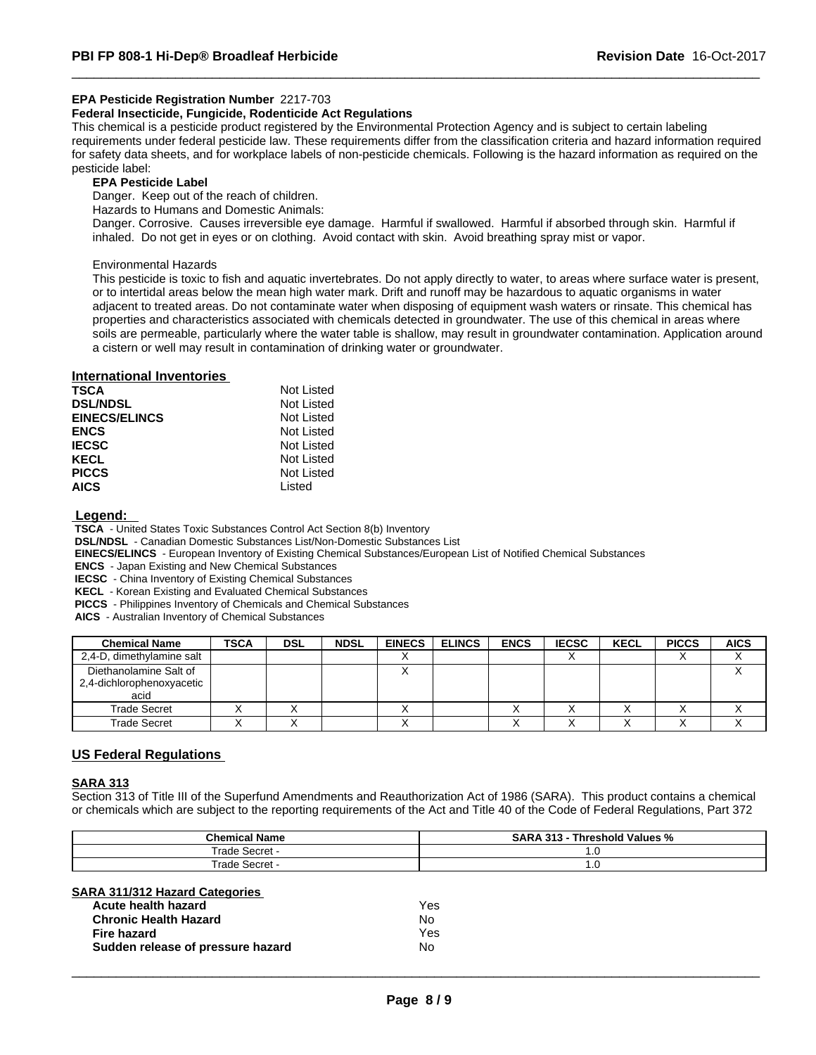**EPA Pesticide Registration Number** 2217-703

**Federal Insecticide, Fungicide, Rodenticide Act Regulations**

This chemical is a pesticide product registered by the Environmental Protection Agency and is subject to certain labeling requirements under federal pesticide law. These requirements differ from the classification criteria and hazard information required for safety data sheets, and for workplace labels of non-pesticide chemicals. Following is the hazard information as required on the pesticide label:

**EPA Pesticide Label**

Danger. Keep out of the reach of children.

Hazards to Humans and Domestic Animals:

Danger. Corrosive. Causes irreversible eye damage. Harmful if swallowed. Harmful if absorbed through skin. Harmful if inhaled. Do not get in eyes or on clothing. Avoid contact with skin. Avoid breathing spray mist or vapor.

Environmental Hazards

This pesticide is toxic to fish and aquatic invertebrates. Do not apply directly to water, to areas where surface water is present, or to intertidal areas below the mean high water mark. Drift and runoff may be hazardous to aquatic organisms in water adjacent to treated areas. Do not contaminate water when disposing of equipment wash waters or rinsate. This chemical has properties and characteristics associated with chemicals detected in groundwater. The use of this chemical in areas where soils are permeable, particularly where the water table is shallow, may result in groundwater contamination. Application around a cistern or well may result in contamination of drinking water or groundwater.

## International Inventories

| | |
|---|---|
| **TSCA** | Not Listed |
| **DSL/NDSL** | Not Listed |
| **EINECS/ELINCS** | Not Listed |
| **ENCS** | Not Listed |
| **IECSC** | Not Listed |
| **KECL** | Not Listed |
| **PICCS** | Not Listed |
| **AICS** | Listed |

**Legend:**

**TSCA** - United States Toxic Substances Control Act Section 8(b) Inventory
**DSL/NDSL** - Canadian Domestic Substances List/Non-Domestic Substances List
**EINECS/ELINCS** - European Inventory of Existing Chemical Substances/European List of Notified Chemical Substances
**ENCS** - Japan Existing and New Chemical Substances
**IECSC** - China Inventory of Existing Chemical Substances
**KECL** - Korean Existing and Evaluated Chemical Substances
**PICCS** - Philippines Inventory of Chemicals and Chemical Substances
**AICS** - Australian Inventory of Chemical Substances

| Chemical Name | TSCA | DSL | NDSL | EINECS | ELINCS | ENCS | IECSC | KECL | PICCS | AICS |
|---|---|---|---|---|---|---|---|---|---|---|
| 2,4-D, dimethylamine salt | | | | X | | | X | | X | X |
| Diethanolamine Salt of 2,4-dichlorophenoxyacetic acid | | | | X | | | | | | X |
| Trade Secret | X | X | | X | | X | X | X | X | X |
| Trade Secret | X | X | | X | | X | X | X | X | X |

## US Federal Regulations

### SARA 313

Section 313 of Title III of the Superfund Amendments and Reauthorization Act of 1986 (SARA). This product contains a chemical or chemicals which are subject to the reporting requirements of the Act and Title 40 of the Code of Federal Regulations, Part 372

| Chemical Name | SARA 313 - Threshold Values % |
|---|---|
| Trade Secret - | 1.0 |
| Trade Secret - | 1.0 |

### SARA 311/312 Hazard Categories

| | |
|---|---|
| **Acute health hazard** | Yes |
| **Chronic Health Hazard** | No |
| **Fire hazard** | Yes |
| **Sudden release of pressure hazard** | No |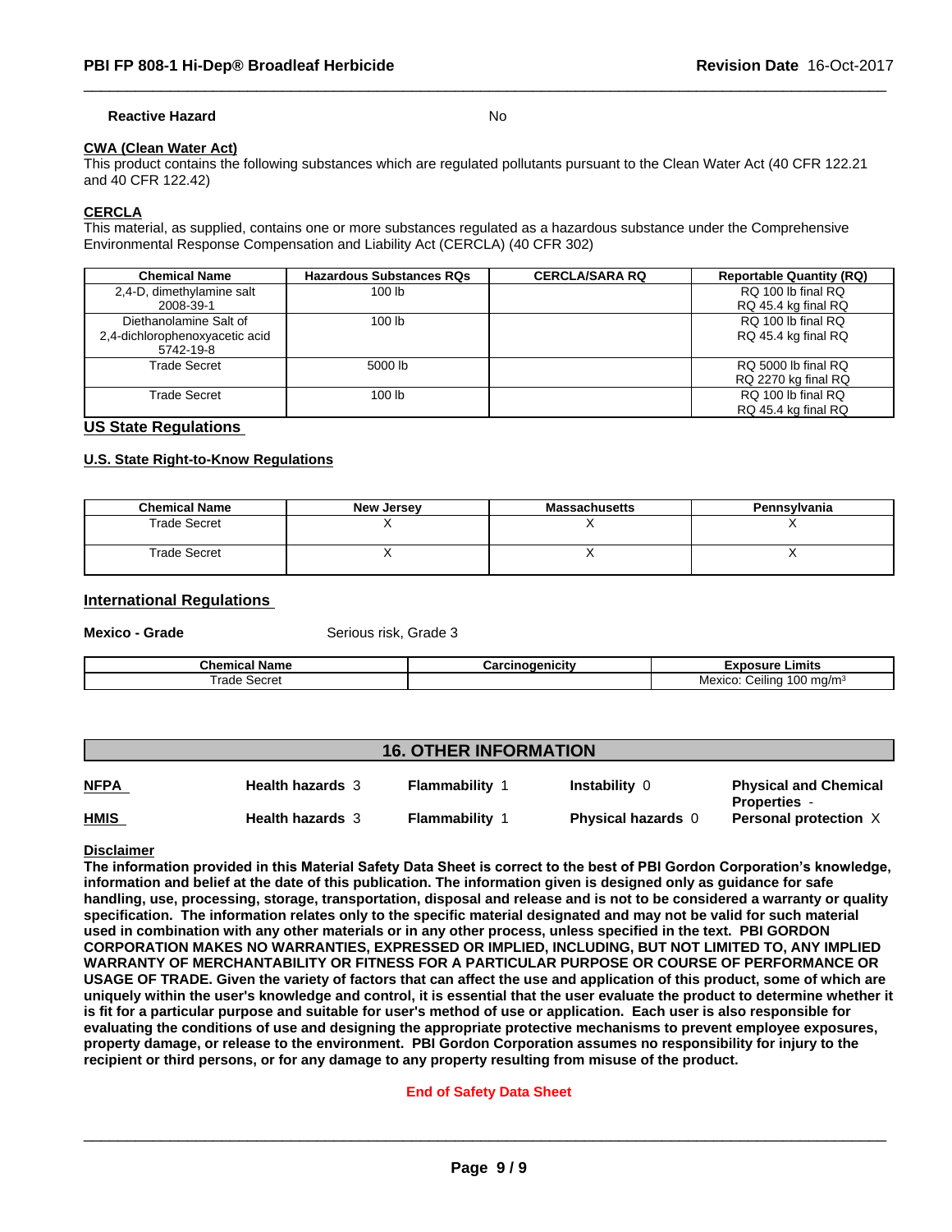**Reactive Hazard** No

**CWA (Clean Water Act)**

This product contains the following substances which are regulated pollutants pursuant to the Clean Water Act (40 CFR 122.21 and 40 CFR 122.42)

**CERCLA**

This material, as supplied, contains one or more substances regulated as a hazardous substance under the Comprehensive Environmental Response Compensation and Liability Act (CERCLA) (40 CFR 302)

| Chemical Name | Hazardous Substances RQs | CERCLA/SARA RQ | Reportable Quantity (RQ) |
|---|---|---|---|
| 2,4-D, dimethylamine salt 2008-39-1 | 100 lb | | RQ 100 lb final RQ<br>RQ 45.4 kg final RQ |
| Diethanolamine Salt of 2,4-dichlorophenoxyacetic acid 5742-19-8 | 100 lb | | RQ 100 lb final RQ<br>RQ 45.4 kg final RQ |
| Trade Secret | 5000 lb | | RQ 5000 lb final RQ<br>RQ 2270 kg final RQ |
| Trade Secret | 100 lb | | RQ 100 lb final RQ<br>RQ 45.4 kg final RQ |

## US State Regulations

### U.S. State Right-to-Know Regulations

| Chemical Name | New Jersey | Massachusetts | Pennsylvania |
|---|---|---|---|
| Trade Secret | X | X | X |
| Trade Secret | X | X | X |

## International Regulations

**Mexico - Grade** Serious risk, Grade 3

| Chemical Name | Carcinogenicity | Exposure Limits |
|---|---|---|
| Trade Secret | | Mexico: Ceiling 100 mg/m³ |

## 16. OTHER INFORMATION

| | | | | |
|---|---|---|---|---|
| **NFPA** | **Health hazards** 3 | **Flammability** 1 | **Instability** 0 | **Physical and Chemical Properties** - |
| **HMIS** | **Health hazards** 3 | **Flammability** 1 | **Physical hazards** 0 | **Personal protection** X |

**Disclaimer**

**The information provided in this Material Safety Data Sheet is correct to the best of PBI Gordon Corporation's knowledge, information and belief at the date of this publication. The information given is designed only as guidance for safe handling, use, processing, storage, transportation, disposal and release and is not to be considered a warranty or quality specification. The information relates only to the specific material designated and may not be valid for such material used in combination with any other materials or in any other process, unless specified in the text. PBI GORDON CORPORATION MAKES NO WARRANTIES, EXPRESSED OR IMPLIED, INCLUDING, BUT NOT LIMITED TO, ANY IMPLIED WARRANTY OF MERCHANTABILITY OR FITNESS FOR A PARTICULAR PURPOSE OR COURSE OF PERFORMANCE OR USAGE OF TRADE. Given the variety of factors that can affect the use and application of this product, some of which are uniquely within the user's knowledge and control, it is essential that the user evaluate the product to determine whether it is fit for a particular purpose and suitable for user's method of use or application. Each user is also responsible for evaluating the conditions of use and designing the appropriate protective mechanisms to prevent employee exposures, property damage, or release to the environment. PBI Gordon Corporation assumes no responsibility for injury to the recipient or third persons, or for any damage to any property resulting from misuse of the product.**

**End of Safety Data Sheet**